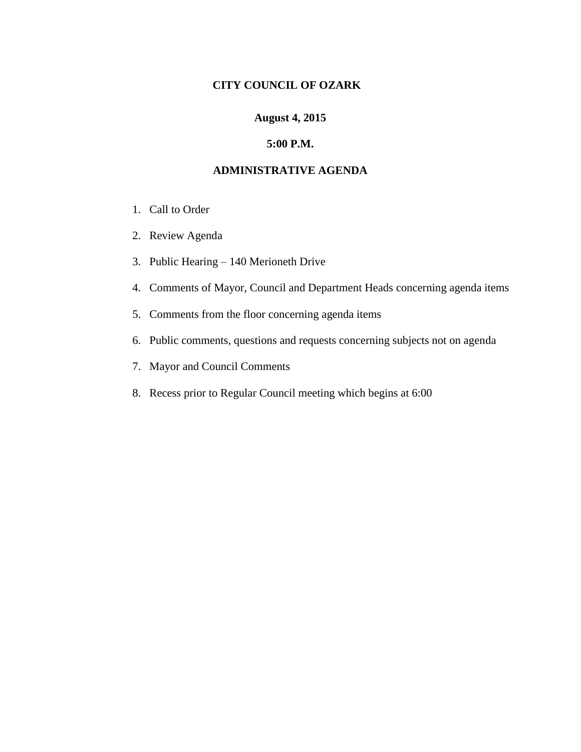# CITY COUNCIL OF OZARK

**August 4, 2015**

**5:00 P.M.**

## ADMINISTRATIVE AGENDA

1. Call to Order
2. Review Agenda
3. Public Hearing – 140 Merioneth Drive
4. Comments of Mayor, Council and Department Heads concerning agenda items
5. Comments from the floor concerning agenda items
6. Public comments, questions and requests concerning subjects not on agenda
7. Mayor and Council Comments
8. Recess prior to Regular Council meeting which begins at 6:00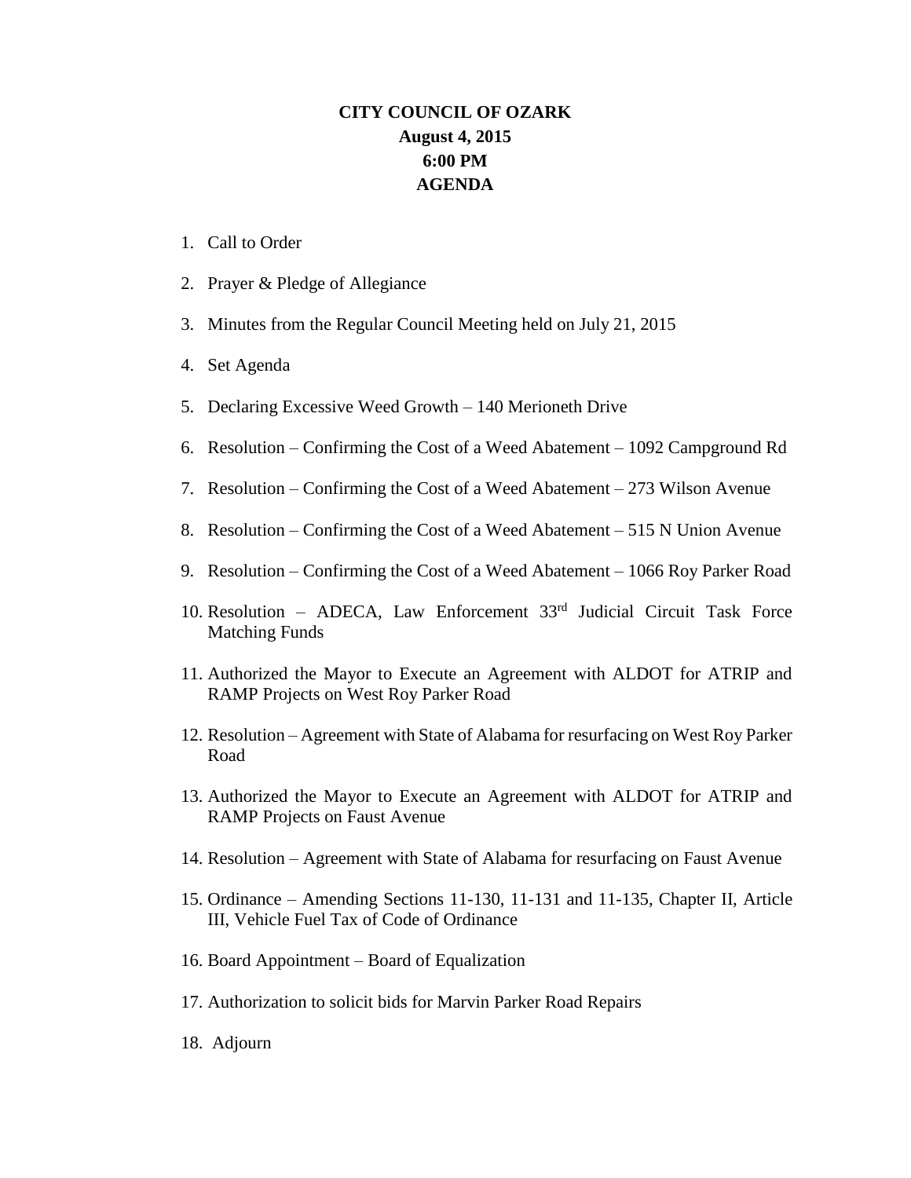# CITY COUNCIL OF OZARK

**August 4, 2015**
**6:00 PM**
**AGENDA**

1. Call to Order
2. Prayer & Pledge of Allegiance
3. Minutes from the Regular Council Meeting held on July 21, 2015
4. Set Agenda
5. Declaring Excessive Weed Growth – 140 Merioneth Drive
6. Resolution – Confirming the Cost of a Weed Abatement – 1092 Campground Rd
7. Resolution – Confirming the Cost of a Weed Abatement – 273 Wilson Avenue
8. Resolution – Confirming the Cost of a Weed Abatement – 515 N Union Avenue
9. Resolution – Confirming the Cost of a Weed Abatement – 1066 Roy Parker Road
10. Resolution – ADECA, Law Enforcement 33rd Judicial Circuit Task Force Matching Funds
11. Authorized the Mayor to Execute an Agreement with ALDOT for ATRIP and RAMP Projects on West Roy Parker Road
12. Resolution – Agreement with State of Alabama for resurfacing on West Roy Parker Road
13. Authorized the Mayor to Execute an Agreement with ALDOT for ATRIP and RAMP Projects on Faust Avenue
14. Resolution – Agreement with State of Alabama for resurfacing on Faust Avenue
15. Ordinance – Amending Sections 11-130, 11-131 and 11-135, Chapter II, Article III, Vehicle Fuel Tax of Code of Ordinance
16. Board Appointment – Board of Equalization
17. Authorization to solicit bids for Marvin Parker Road Repairs
18. Adjourn